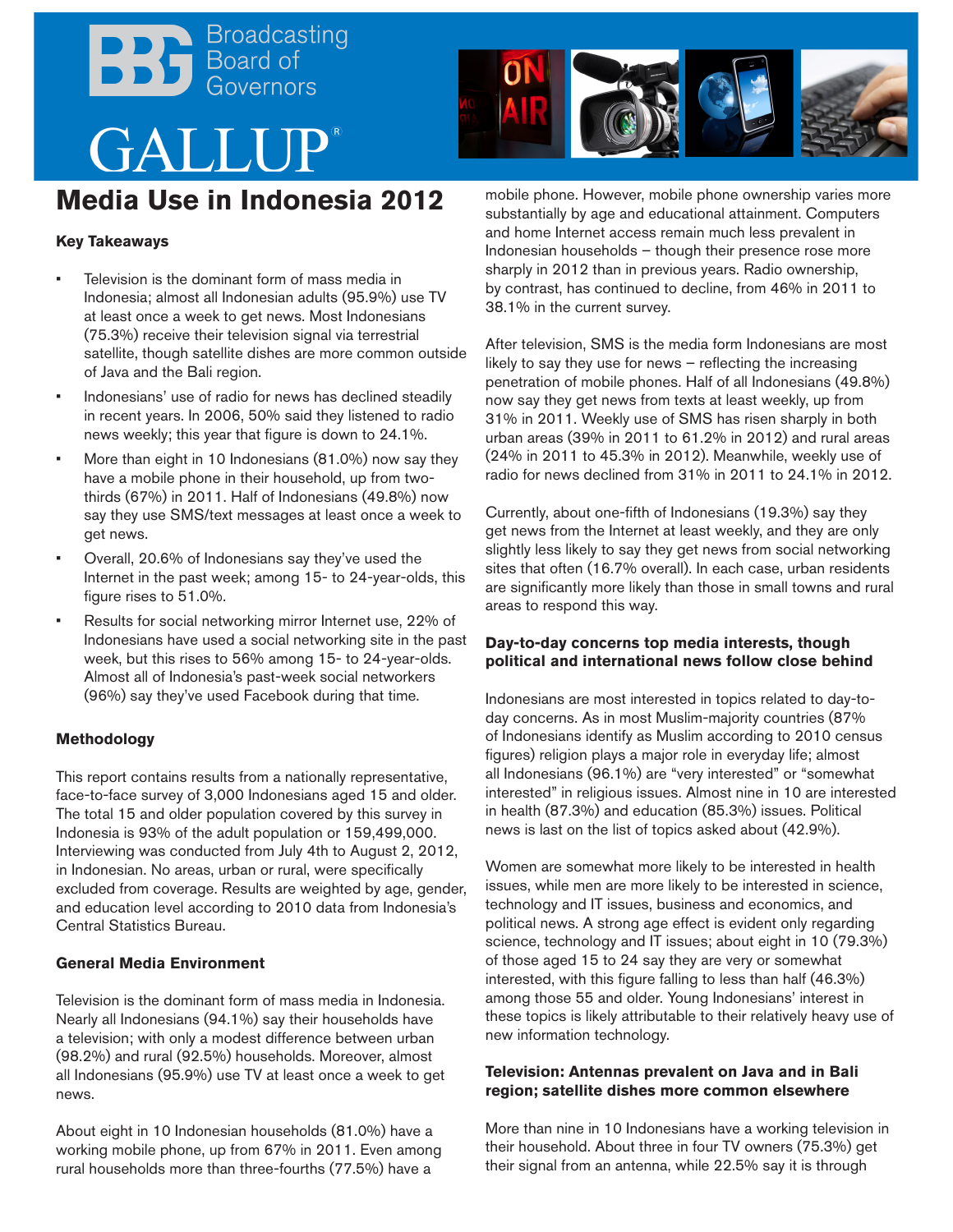Broadcasting Board of Governors

GALLUP®

# Media Use in Indonesia 2012

### Key Takeaways

- Television is the dominant form of mass media in Indonesia; almost all Indonesian adults (95.9%) use TV at least once a week to get news. Most Indonesians (75.3%) receive their television signal via terrestrial satellite, though satellite dishes are more common outside of Java and the Bali region.
- Indonesians' use of radio for news has declined steadily in recent years. In 2006, 50% said they listened to radio news weekly; this year that figure is down to 24.1%.
- More than eight in 10 Indonesians (81.0%) now say they have a mobile phone in their household, up from two-thirds (67%) in 2011. Half of Indonesians (49.8%) now say they use SMS/text messages at least once a week to get news.
- Overall, 20.6% of Indonesians say they've used the Internet in the past week; among 15- to 24-year-olds, this figure rises to 51.0%.
- Results for social networking mirror Internet use, 22% of Indonesians have used a social networking site in the past week, but this rises to 56% among 15- to 24-year-olds. Almost all of Indonesia's past-week social networkers (96%) say they've used Facebook during that time.

### Methodology

This report contains results from a nationally representative, face-to-face survey of 3,000 Indonesians aged 15 and older. The total 15 and older population covered by this survey in Indonesia is 93% of the adult population or 159,499,000. Interviewing was conducted from July 4th to August 2, 2012, in Indonesian. No areas, urban or rural, were specifically excluded from coverage. Results are weighted by age, gender, and education level according to 2010 data from Indonesia's Central Statistics Bureau.

### General Media Environment

Television is the dominant form of mass media in Indonesia. Nearly all Indonesians (94.1%) say their households have a television; with only a modest difference between urban (98.2%) and rural (92.5%) households. Moreover, almost all Indonesians (95.9%) use TV at least once a week to get news.

About eight in 10 Indonesian households (81.0%) have a working mobile phone, up from 67% in 2011. Even among rural households more than three-fourths (77.5%) have a mobile phone. However, mobile phone ownership varies more substantially by age and educational attainment. Computers and home Internet access remain much less prevalent in Indonesian households – though their presence rose more sharply in 2012 than in previous years. Radio ownership, by contrast, has continued to decline, from 46% in 2011 to 38.1% in the current survey.

After television, SMS is the media form Indonesians are most likely to say they use for news – reflecting the increasing penetration of mobile phones. Half of all Indonesians (49.8%) now say they get news from texts at least weekly, up from 31% in 2011. Weekly use of SMS has risen sharply in both urban areas (39% in 2011 to 61.2% in 2012) and rural areas (24% in 2011 to 45.3% in 2012). Meanwhile, weekly use of radio for news declined from 31% in 2011 to 24.1% in 2012.

Currently, about one-fifth of Indonesians (19.3%) say they get news from the Internet at least weekly, and they are only slightly less likely to say they get news from social networking sites that often (16.7% overall). In each case, urban residents are significantly more likely than those in small towns and rural areas to respond this way.

### Day-to-day concerns top media interests, though political and international news follow close behind

Indonesians are most interested in topics related to day-to-day concerns. As in most Muslim-majority countries (87% of Indonesians identify as Muslim according to 2010 census figures) religion plays a major role in everyday life; almost all Indonesians (96.1%) are "very interested" or "somewhat interested" in religious issues. Almost nine in 10 are interested in health (87.3%) and education (85.3%) issues. Political news is last on the list of topics asked about (42.9%).

Women are somewhat more likely to be interested in health issues, while men are more likely to be interested in science, technology and IT issues, business and economics, and political news. A strong age effect is evident only regarding science, technology and IT issues; about eight in 10 (79.3%) of those aged 15 to 24 say they are very or somewhat interested, with this figure falling to less than half (46.3%) among those 55 and older. Young Indonesians' interest in these topics is likely attributable to their relatively heavy use of new information technology.

### Television: Antennas prevalent on Java and in Bali region; satellite dishes more common elsewhere

More than nine in 10 Indonesians have a working television in their household. About three in four TV owners (75.3%) get their signal from an antenna, while 22.5% say it is through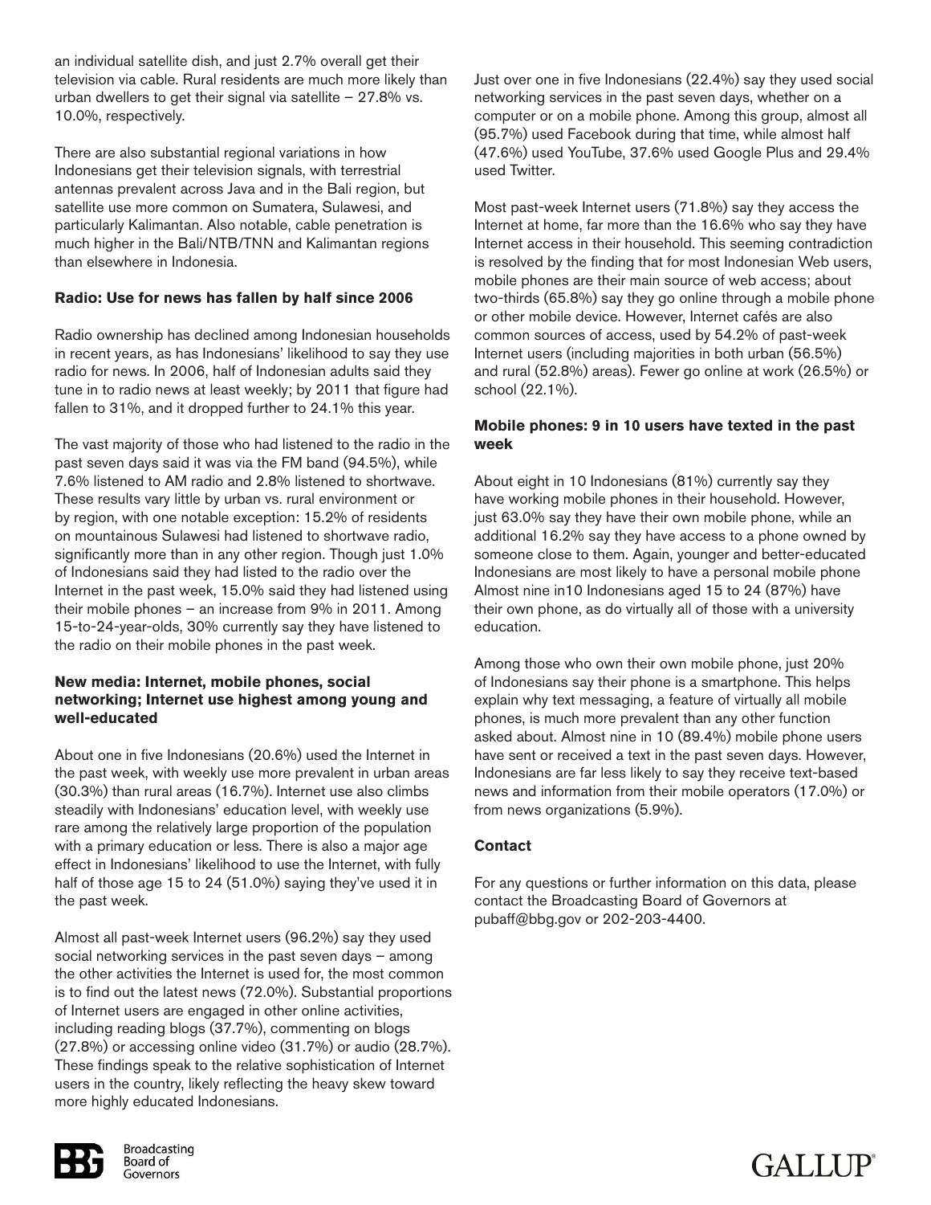an individual satellite dish, and just 2.7% overall get their television via cable. Rural residents are much more likely than urban dwellers to get their signal via satellite – 27.8% vs. 10.0%, respectively.

There are also substantial regional variations in how Indonesians get their television signals, with terrestrial antennas prevalent across Java and in the Bali region, but satellite use more common on Sumatera, Sulawesi, and particularly Kalimantan. Also notable, cable penetration is much higher in the Bali/NTB/TNN and Kalimantan regions than elsewhere in Indonesia.

**Radio: Use for news has fallen by half since 2006**

Radio ownership has declined among Indonesian households in recent years, as has Indonesians' likelihood to say they use radio for news. In 2006, half of Indonesian adults said they tune in to radio news at least weekly; by 2011 that figure had fallen to 31%, and it dropped further to 24.1% this year.

The vast majority of those who had listened to the radio in the past seven days said it was via the FM band (94.5%), while 7.6% listened to AM radio and 2.8% listened to shortwave. These results vary little by urban vs. rural environment or by region, with one notable exception: 15.2% of residents on mountainous Sulawesi had listened to shortwave radio, significantly more than in any other region. Though just 1.0% of Indonesians said they had listed to the radio over the Internet in the past week, 15.0% said they had listened using their mobile phones – an increase from 9% in 2011. Among 15-to-24-year-olds, 30% currently say they have listened to the radio on their mobile phones in the past week.

**New media: Internet, mobile phones, social networking; Internet use highest among young and well-educated**

About one in five Indonesians (20.6%) used the Internet in the past week, with weekly use more prevalent in urban areas (30.3%) than rural areas (16.7%). Internet use also climbs steadily with Indonesians' education level, with weekly use rare among the relatively large proportion of the population with a primary education or less. There is also a major age effect in Indonesians' likelihood to use the Internet, with fully half of those age 15 to 24 (51.0%) saying they've used it in the past week.

Almost all past-week Internet users (96.2%) say they used social networking services in the past seven days – among the other activities the Internet is used for, the most common is to find out the latest news (72.0%). Substantial proportions of Internet users are engaged in other online activities, including reading blogs (37.7%), commenting on blogs (27.8%) or accessing online video (31.7%) or audio (28.7%). These findings speak to the relative sophistication of Internet users in the country, likely reflecting the heavy skew toward more highly educated Indonesians.

Just over one in five Indonesians (22.4%) say they used social networking services in the past seven days, whether on a computer or on a mobile phone. Among this group, almost all (95.7%) used Facebook during that time, while almost half (47.6%) used YouTube, 37.6% used Google Plus and 29.4% used Twitter.

Most past-week Internet users (71.8%) say they access the Internet at home, far more than the 16.6% who say they have Internet access in their household. This seeming contradiction is resolved by the finding that for most Indonesian Web users, mobile phones are their main source of web access; about two-thirds (65.8%) say they go online through a mobile phone or other mobile device. However, Internet cafés are also common sources of access, used by 54.2% of past-week Internet users (including majorities in both urban (56.5%) and rural (52.8%) areas). Fewer go online at work (26.5%) or school (22.1%).

**Mobile phones: 9 in 10 users have texted in the past week**

About eight in 10 Indonesians (81%) currently say they have working mobile phones in their household. However, just 63.0% say they have their own mobile phone, while an additional 16.2% say they have access to a phone owned by someone close to them. Again, younger and better-educated Indonesians are most likely to have a personal mobile phone Almost nine in10 Indonesians aged 15 to 24 (87%) have their own phone, as do virtually all of those with a university education.

Among those who own their own mobile phone, just 20% of Indonesians say their phone is a smartphone. This helps explain why text messaging, a feature of virtually all mobile phones, is much more prevalent than any other function asked about. Almost nine in 10 (89.4%) mobile phone users have sent or received a text in the past seven days. However, Indonesians are far less likely to say they receive text-based news and information from their mobile operators (17.0%) or from news organizations (5.9%).

**Contact**

For any questions or further information on this data, please contact the Broadcasting Board of Governors at pubaff@bbg.gov or 202-203-4400.